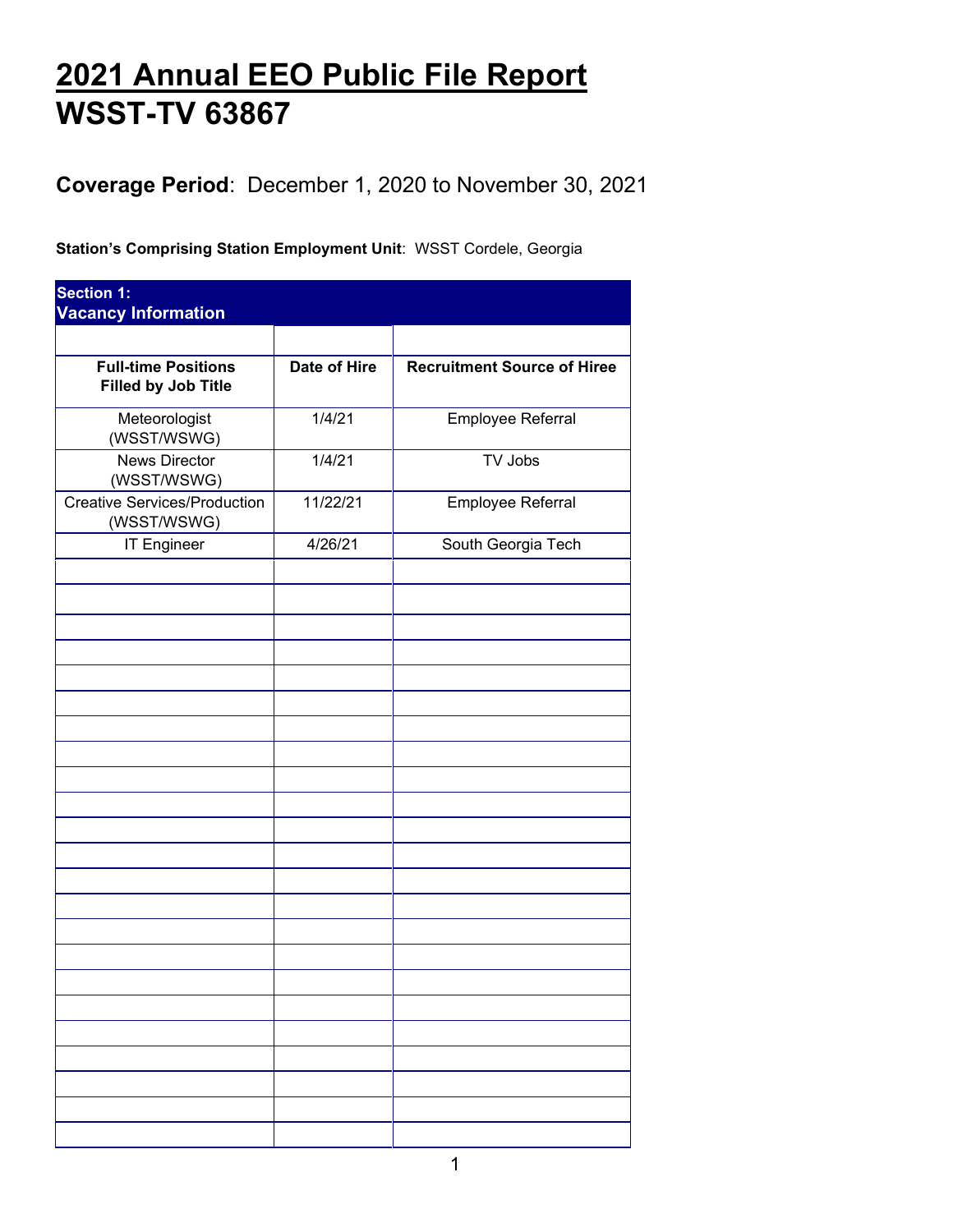# 2021 Annual EEO Public File Report
# WSST-TV 63867

**Coverage Period**: December 1, 2020 to November 30, 2021

**Station's Comprising Station Employment Unit**: WSST Cordele, Georgia

**Section 1: Vacancy Information**

| Full-time Positions Filled by Job Title | Date of Hire | Recruitment Source of Hiree |
|---|---|---|
| Meteorologist (WSST/WSWG) | 1/4/21 | Employee Referral |
| News Director (WSST/WSWG) | 1/4/21 | TV Jobs |
| Creative Services/Production (WSST/WSWG) | 11/22/21 | Employee Referral |
| IT Engineer | 4/26/21 | South Georgia Tech |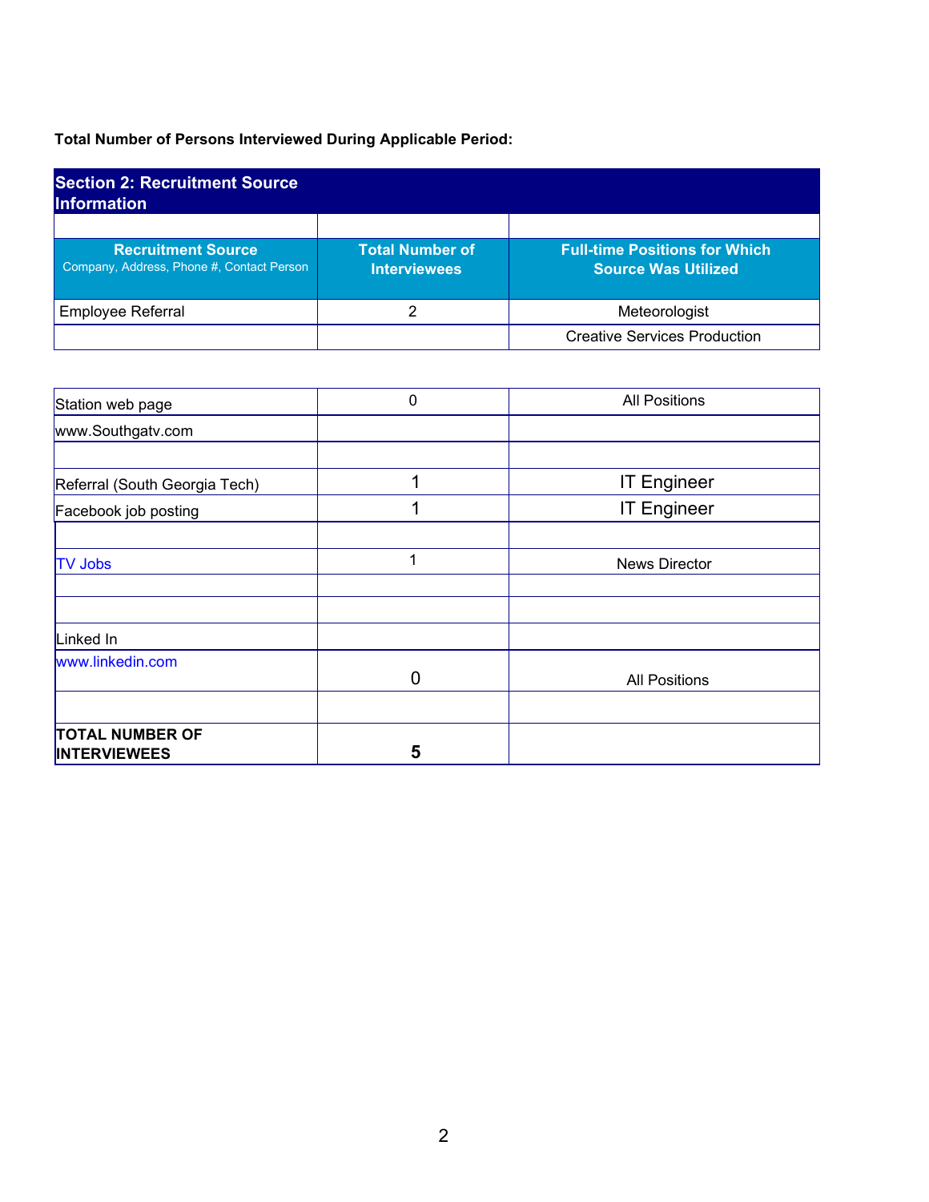**Total Number of Persons Interviewed During Applicable Period:**

## Section 2: Recruitment Source Information

| Recruitment Source<br>Company, Address, Phone #, Contact Person | Total Number of Interviewees | Full-time Positions for Which Source Was Utilized |
|---|---|---|
| Employee Referral | 2 | Meteorologist |
| | | Creative Services Production |
| | | |
| Station web page | 0 | All Positions |
| www.Southgatv.com | | |
| | | |
| Referral (South Georgia Tech) | 1 | IT Engineer |
| Facebook job posting | 1 | IT Engineer |
| | | |
| TV Jobs | 1 | News Director |
| | | |
| | | |
| Linked In | | |
| www.linkedin.com | 0 | All Positions |
| | | |
| **TOTAL NUMBER OF INTERVIEWEES** | **5** | |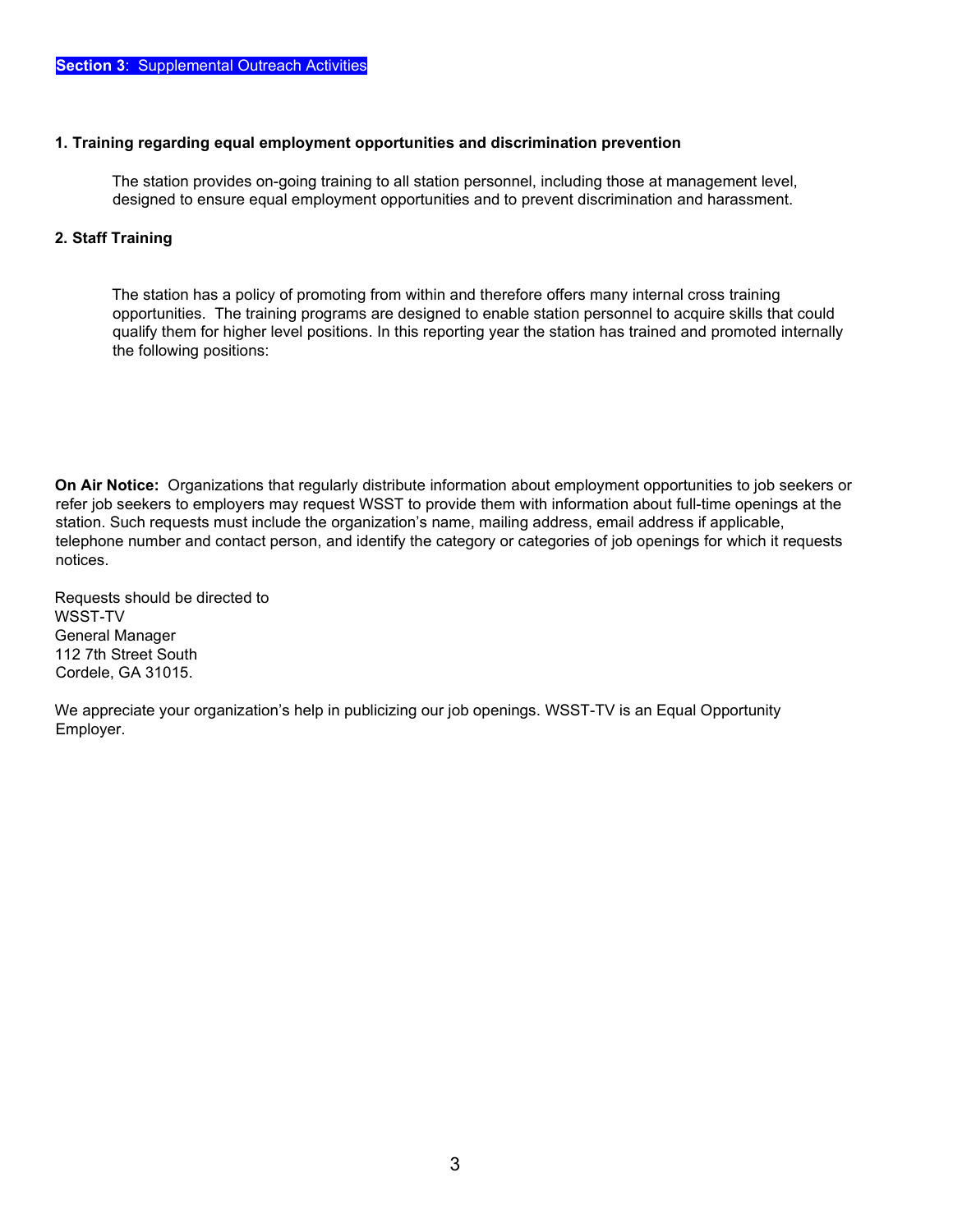**Section 3**: Supplemental Outreach Activities

**1. Training regarding equal employment opportunities and discrimination prevention**

The station provides on-going training to all station personnel, including those at management level, designed to ensure equal employment opportunities and to prevent discrimination and harassment.

**2. Staff Training**

The station has a policy of promoting from within and therefore offers many internal cross training opportunities. The training programs are designed to enable station personnel to acquire skills that could qualify them for higher level positions. In this reporting year the station has trained and promoted internally the following positions:

**On Air Notice:** Organizations that regularly distribute information about employment opportunities to job seekers or refer job seekers to employers may request WSST to provide them with information about full-time openings at the station. Such requests must include the organization's name, mailing address, email address if applicable, telephone number and contact person, and identify the category or categories of job openings for which it requests notices.

Requests should be directed to  
WSST-TV  
General Manager  
112 7th Street South  
Cordele, GA 31015.

We appreciate your organization's help in publicizing our job openings. WSST-TV is an Equal Opportunity Employer.